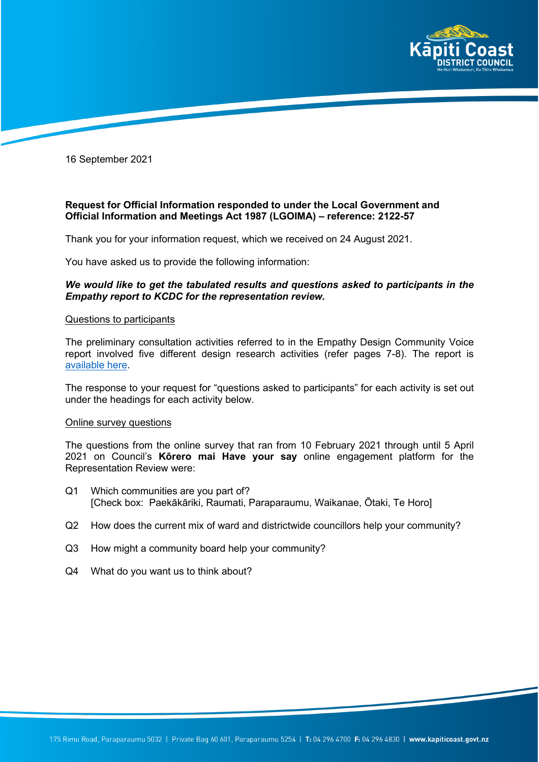16 September 2021

**Request for Official Information responded to under the Local Government and Official Information and Meetings Act 1987 (LGOIMA) – reference: 2122-57**

Thank you for your information request, which we received on 24 August 2021.

You have asked us to provide the following information:

***We would like to get the tabulated results and questions asked to participants in the Empathy report to KCDC for the representation review.***

Questions to participants

The preliminary consultation activities referred to in the Empathy Design Community Voice report involved five different design research activities (refer pages 7-8). The report is available here.

The response to your request for "questions asked to participants" for each activity is set out under the headings for each activity below.

Online survey questions

The questions from the online survey that ran from 10 February 2021 through until 5 April 2021 on Council's **Kōrero mai Have your say** online engagement platform for the Representation Review were:

- Q1 Which communities are you part of?
  [Check box: Paekākāriki, Raumati, Paraparaumu, Waikanae, Ōtaki, Te Horo]
- Q2 How does the current mix of ward and districtwide councillors help your community?
- Q3 How might a community board help your community?
- Q4 What do you want us to think about?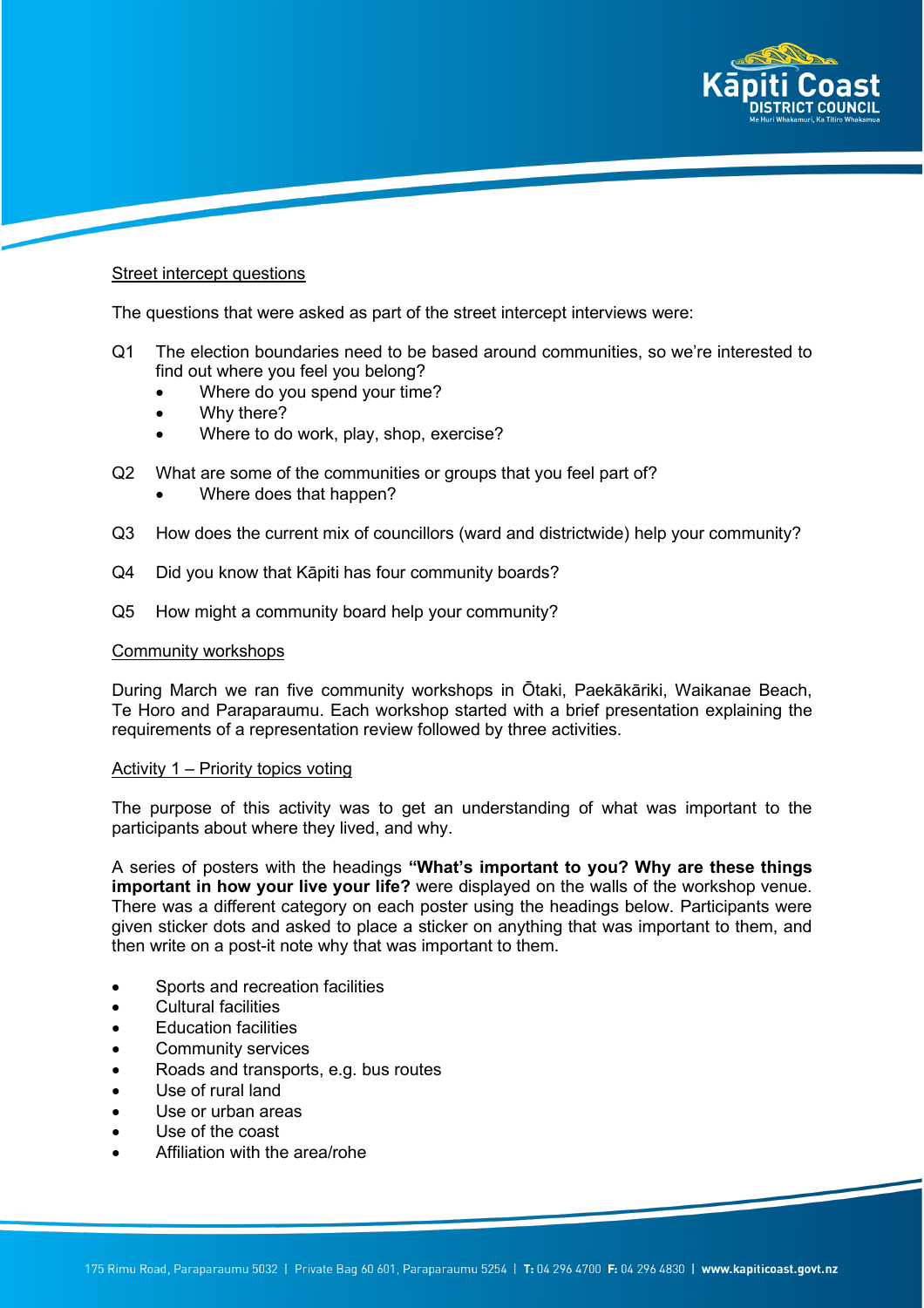Street intercept questions

The questions that were asked as part of the street intercept interviews were:

Q1 The election boundaries need to be based around communities, so we're interested to find out where you feel you belong?

- Where do you spend your time?
- Why there?
- Where to do work, play, shop, exercise?

Q2 What are some of the communities or groups that you feel part of?

- Where does that happen?

Q3 How does the current mix of councillors (ward and districtwide) help your community?

Q4 Did you know that Kāpiti has four community boards?

Q5 How might a community board help your community?

Community workshops

During March we ran five community workshops in Ōtaki, Paekākāriki, Waikanae Beach, Te Horo and Paraparaumu. Each workshop started with a brief presentation explaining the requirements of a representation review followed by three activities.

Activity 1 – Priority topics voting

The purpose of this activity was to get an understanding of what was important to the participants about where they lived, and why.

A series of posters with the headings **"What's important to you? Why are these things important in how your live your life?** were displayed on the walls of the workshop venue. There was a different category on each poster using the headings below. Participants were given sticker dots and asked to place a sticker on anything that was important to them, and then write on a post-it note why that was important to them.

- Sports and recreation facilities
- Cultural facilities
- Education facilities
- Community services
- Roads and transports, e.g. bus routes
- Use of rural land
- Use or urban areas
- Use of the coast
- Affiliation with the area/rohe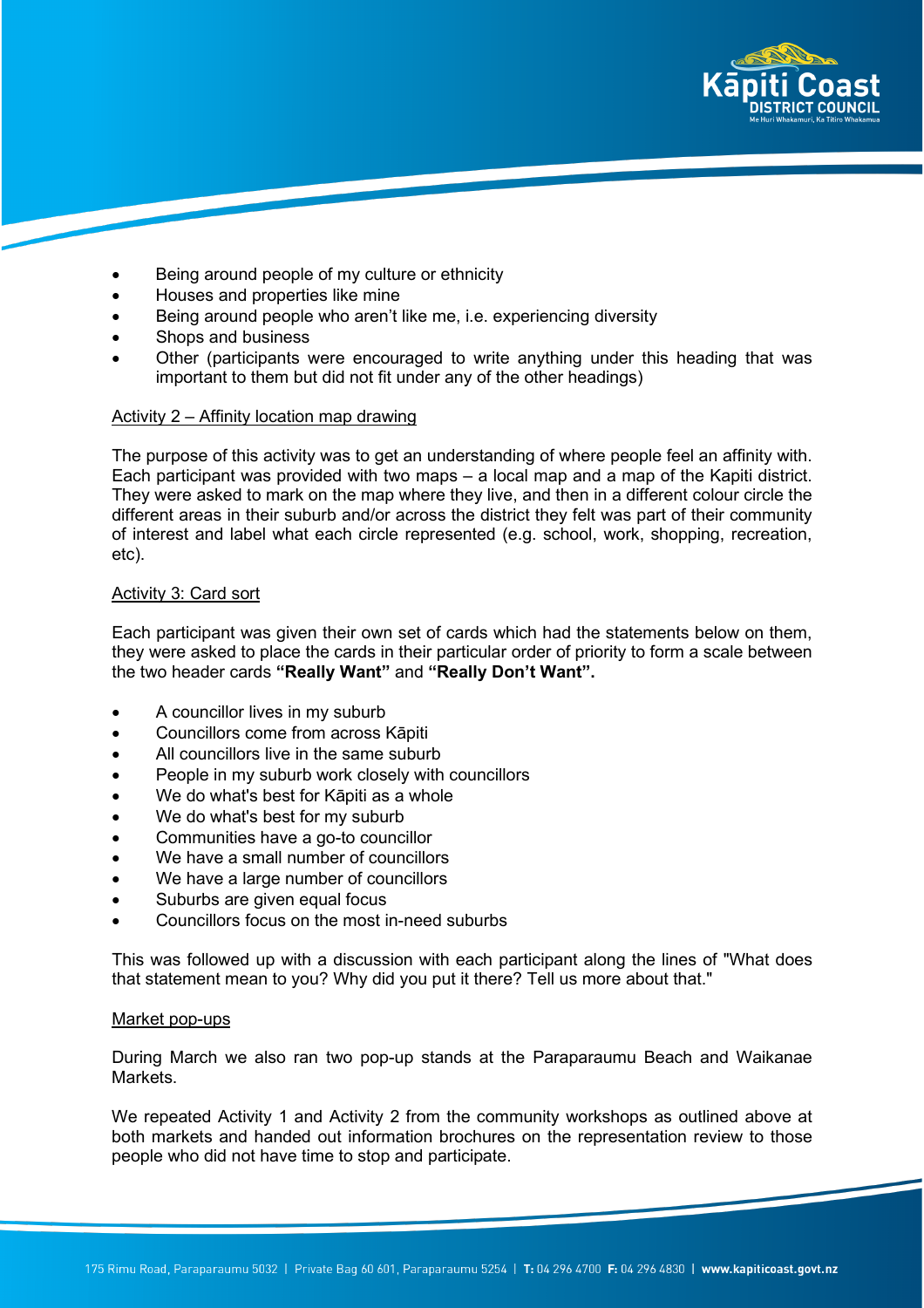- Being around people of my culture or ethnicity
- Houses and properties like mine
- Being around people who aren't like me, i.e. experiencing diversity
- Shops and business
- Other (participants were encouraged to write anything under this heading that was important to them but did not fit under any of the other headings)

<u>Activity 2 – Affinity location map drawing</u>

The purpose of this activity was to get an understanding of where people feel an affinity with. Each participant was provided with two maps – a local map and a map of the Kapiti district. They were asked to mark on the map where they live, and then in a different colour circle the different areas in their suburb and/or across the district they felt was part of their community of interest and label what each circle represented (e.g. school, work, shopping, recreation, etc).

<u>Activity 3: Card sort</u>

Each participant was given their own set of cards which had the statements below on them, they were asked to place the cards in their particular order of priority to form a scale between the two header cards **"Really Want"** and **"Really Don't Want".**

- A councillor lives in my suburb
- Councillors come from across Kāpiti
- All councillors live in the same suburb
- People in my suburb work closely with councillors
- We do what's best for Kāpiti as a whole
- We do what's best for my suburb
- Communities have a go-to councillor
- We have a small number of councillors
- We have a large number of councillors
- Suburbs are given equal focus
- Councillors focus on the most in-need suburbs

This was followed up with a discussion with each participant along the lines of "What does that statement mean to you? Why did you put it there? Tell us more about that."

<u>Market pop-ups</u>

During March we also ran two pop-up stands at the Paraparaumu Beach and Waikanae Markets.

We repeated Activity 1 and Activity 2 from the community workshops as outlined above at both markets and handed out information brochures on the representation review to those people who did not have time to stop and participate.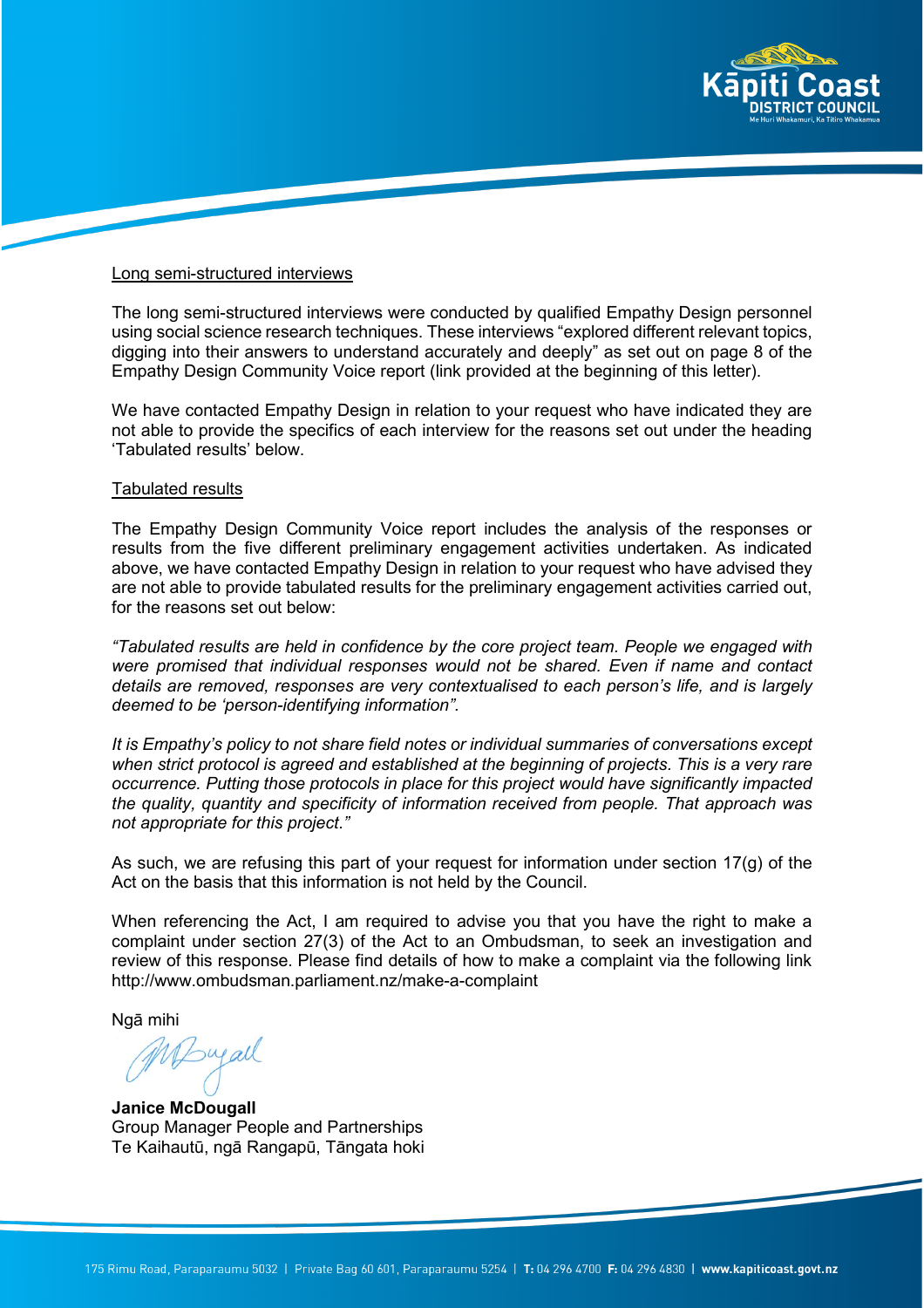Long semi-structured interviews

The long semi-structured interviews were conducted by qualified Empathy Design personnel using social science research techniques. These interviews "explored different relevant topics, digging into their answers to understand accurately and deeply" as set out on page 8 of the Empathy Design Community Voice report (link provided at the beginning of this letter).

We have contacted Empathy Design in relation to your request who have indicated they are not able to provide the specifics of each interview for the reasons set out under the heading 'Tabulated results' below.

Tabulated results

The Empathy Design Community Voice report includes the analysis of the responses or results from the five different preliminary engagement activities undertaken. As indicated above, we have contacted Empathy Design in relation to your request who have advised they are not able to provide tabulated results for the preliminary engagement activities carried out, for the reasons set out below:

*"Tabulated results are held in confidence by the core project team. People we engaged with were promised that individual responses would not be shared. Even if name and contact details are removed, responses are very contextualised to each person's life, and is largely deemed to be 'person-identifying information".*

*It is Empathy's policy to not share field notes or individual summaries of conversations except when strict protocol is agreed and established at the beginning of projects. This is a very rare occurrence. Putting those protocols in place for this project would have significantly impacted the quality, quantity and specificity of information received from people. That approach was not appropriate for this project."*

As such, we are refusing this part of your request for information under section 17(g) of the Act on the basis that this information is not held by the Council.

When referencing the Act, I am required to advise you that you have the right to make a complaint under section 27(3) of the Act to an Ombudsman, to seek an investigation and review of this response. Please find details of how to make a complaint via the following link http://www.ombudsman.parliament.nz/make-a-complaint

Ngā mihi

**Janice McDougall**
Group Manager People and Partnerships
Te Kaihautū, ngā Rangapū, Tāngata hoki